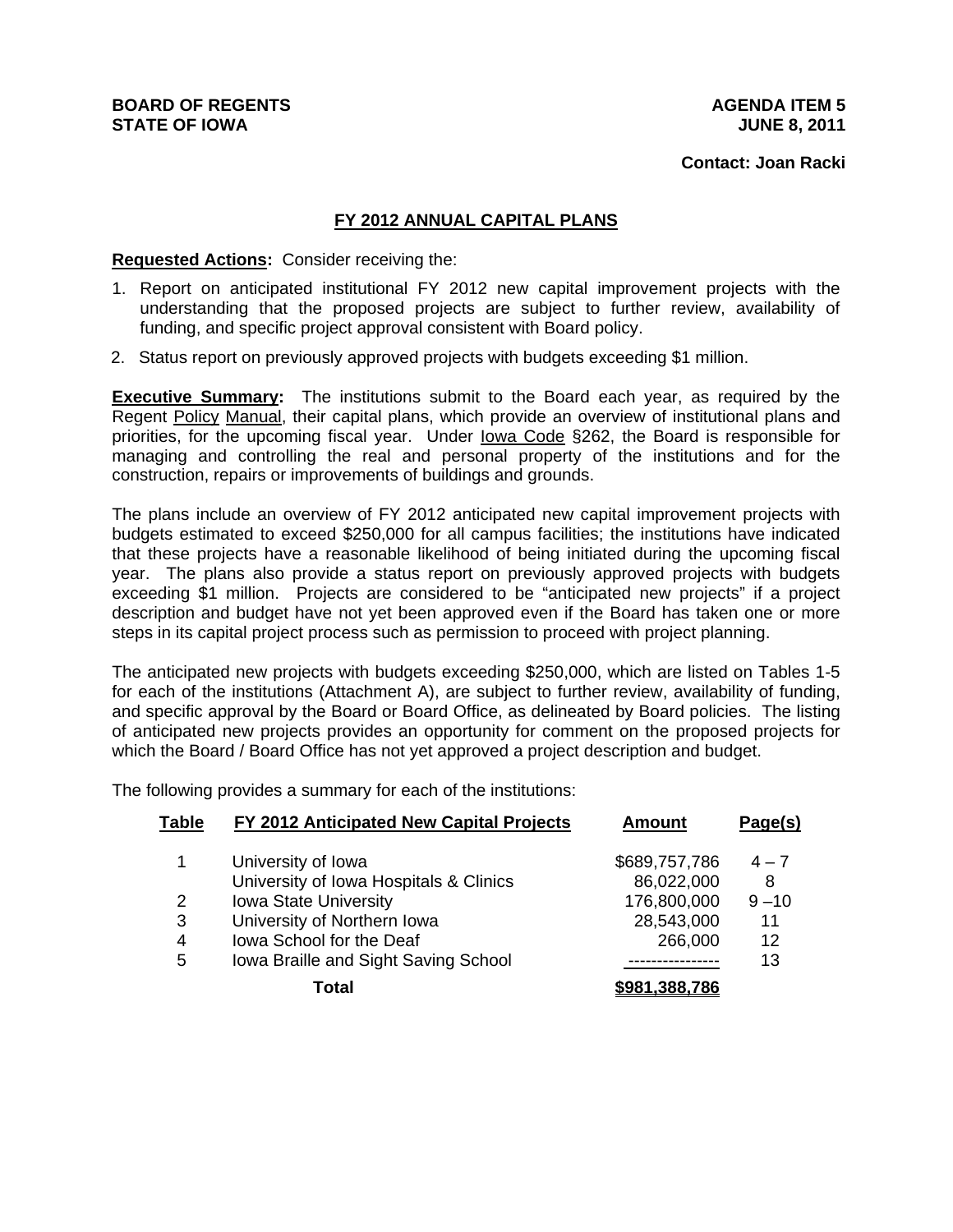**BOARD OF REGENTS**
**STATE OF IOWA**

**AGENDA ITEM 5**
**JUNE 8, 2011**

**Contact: Joan Racki**

## FY 2012 ANNUAL CAPITAL PLANS

**Requested Actions:** Consider receiving the:

1. Report on anticipated institutional FY 2012 new capital improvement projects with the understanding that the proposed projects are subject to further review, availability of funding, and specific project approval consistent with Board policy.
2. Status report on previously approved projects with budgets exceeding $1 million.

**Executive Summary:** The institutions submit to the Board each year, as required by the Regent Policy Manual, their capital plans, which provide an overview of institutional plans and priorities, for the upcoming fiscal year. Under Iowa Code §262, the Board is responsible for managing and controlling the real and personal property of the institutions and for the construction, repairs or improvements of buildings and grounds.

The plans include an overview of FY 2012 anticipated new capital improvement projects with budgets estimated to exceed $250,000 for all campus facilities; the institutions have indicated that these projects have a reasonable likelihood of being initiated during the upcoming fiscal year. The plans also provide a status report on previously approved projects with budgets exceeding $1 million. Projects are considered to be "anticipated new projects" if a project description and budget have not yet been approved even if the Board has taken one or more steps in its capital project process such as permission to proceed with project planning.

The anticipated new projects with budgets exceeding $250,000, which are listed on Tables 1-5 for each of the institutions (Attachment A), are subject to further review, availability of funding, and specific approval by the Board or Board Office, as delineated by Board policies. The listing of anticipated new projects provides an opportunity for comment on the proposed projects for which the Board / Board Office has not yet approved a project description and budget.

The following provides a summary for each of the institutions:

| Table | FY 2012 Anticipated New Capital Projects | Amount | Page(s) |
|---|---|---|---|
| 1 | University of Iowa | $689,757,786 | 4 – 7 |
| | University of Iowa Hospitals & Clinics | 86,022,000 | 8 |
| 2 | Iowa State University | 176,800,000 | 9 – 10 |
| 3 | University of Northern Iowa | 28,543,000 | 11 |
| 4 | Iowa School for the Deaf | 266,000 | 12 |
| 5 | Iowa Braille and Sight Saving School | --------------- | 13 |
| | **Total** | **$981,388,786** | |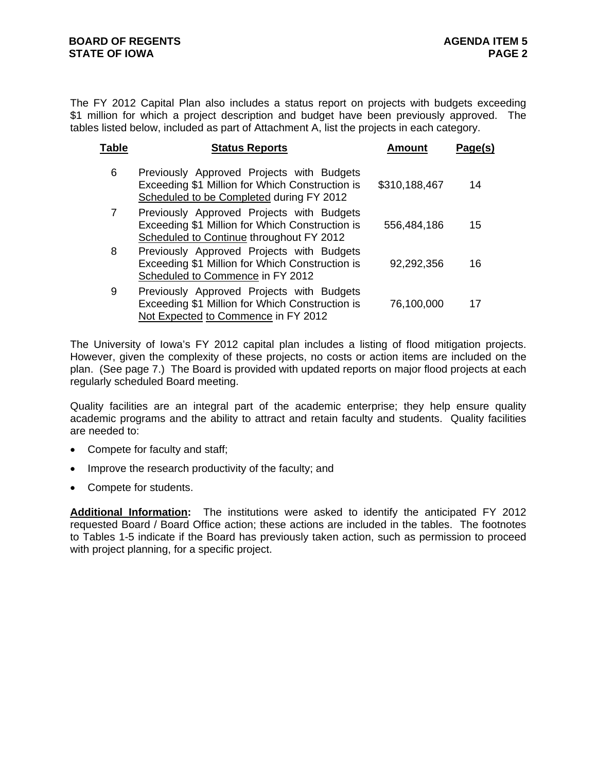The FY 2012 Capital Plan also includes a status report on projects with budgets exceeding $1 million for which a project description and budget have been previously approved. The tables listed below, included as part of Attachment A, list the projects in each category.

| Table | Status Reports | Amount | Page(s) |
|---|---|---|---|
| 6 | Previously Approved Projects with Budgets Exceeding $1 Million for Which Construction is Scheduled to be Completed during FY 2012 | $310,188,467 | 14 |
| 7 | Previously Approved Projects with Budgets Exceeding $1 Million for Which Construction is Scheduled to Continue throughout FY 2012 | 556,484,186 | 15 |
| 8 | Previously Approved Projects with Budgets Exceeding $1 Million for Which Construction is Scheduled to Commence in FY 2012 | 92,292,356 | 16 |
| 9 | Previously Approved Projects with Budgets Exceeding $1 Million for Which Construction is Not Expected to Commence in FY 2012 | 76,100,000 | 17 |

The University of Iowa's FY 2012 capital plan includes a listing of flood mitigation projects. However, given the complexity of these projects, no costs or action items are included on the plan. (See page 7.) The Board is provided with updated reports on major flood projects at each regularly scheduled Board meeting.

Quality facilities are an integral part of the academic enterprise; they help ensure quality academic programs and the ability to attract and retain faculty and students. Quality facilities are needed to:

- Compete for faculty and staff;
- Improve the research productivity of the faculty; and
- Compete for students.

**Additional Information:** The institutions were asked to identify the anticipated FY 2012 requested Board / Board Office action; these actions are included in the tables. The footnotes to Tables 1-5 indicate if the Board has previously taken action, such as permission to proceed with project planning, for a specific project.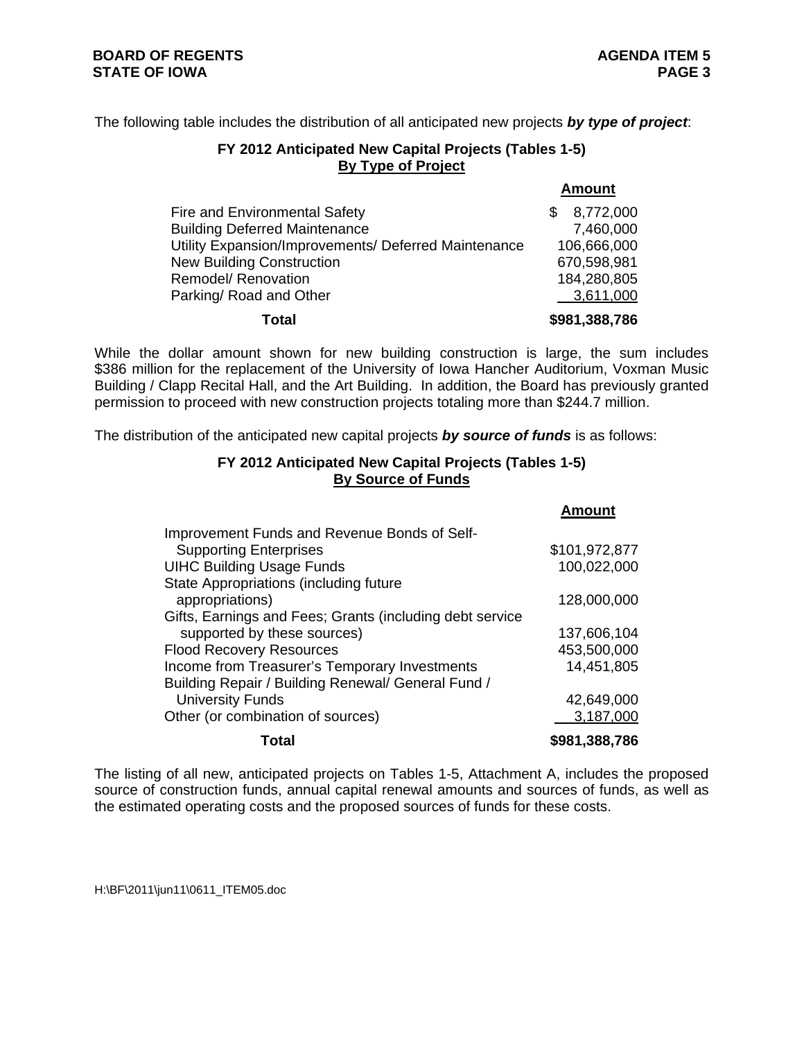The following table includes the distribution of all anticipated new projects ***by type of project***:

**FY 2012 Anticipated New Capital Projects (Tables 1-5)**
**By Type of Project**

| | Amount |
|---|---|
| Fire and Environmental Safety | $ 8,772,000 |
| Building Deferred Maintenance | 7,460,000 |
| Utility Expansion/Improvements/ Deferred Maintenance | 106,666,000 |
| New Building Construction | 670,598,981 |
| Remodel/ Renovation | 184,280,805 |
| Parking/ Road and Other | 3,611,000 |
| **Total** | **$981,388,786** |

While the dollar amount shown for new building construction is large, the sum includes $386 million for the replacement of the University of Iowa Hancher Auditorium, Voxman Music Building / Clapp Recital Hall, and the Art Building. In addition, the Board has previously granted permission to proceed with new construction projects totaling more than $244.7 million.

The distribution of the anticipated new capital projects ***by source of funds*** is as follows:

**FY 2012 Anticipated New Capital Projects (Tables 1-5)**
**By Source of Funds**

| | Amount |
|---|---|
| Improvement Funds and Revenue Bonds of Self-Supporting Enterprises | $101,972,877 |
| UIHC Building Usage Funds | 100,022,000 |
| State Appropriations (including future appropriations) | 128,000,000 |
| Gifts, Earnings and Fees; Grants (including debt service supported by these sources) | 137,606,104 |
| Flood Recovery Resources | 453,500,000 |
| Income from Treasurer's Temporary Investments | 14,451,805 |
| Building Repair / Building Renewal/ General Fund / University Funds | 42,649,000 |
| Other (or combination of sources) | 3,187,000 |
| **Total** | **$981,388,786** |

The listing of all new, anticipated projects on Tables 1-5, Attachment A, includes the proposed source of construction funds, annual capital renewal amounts and sources of funds, as well as the estimated operating costs and the proposed sources of funds for these costs.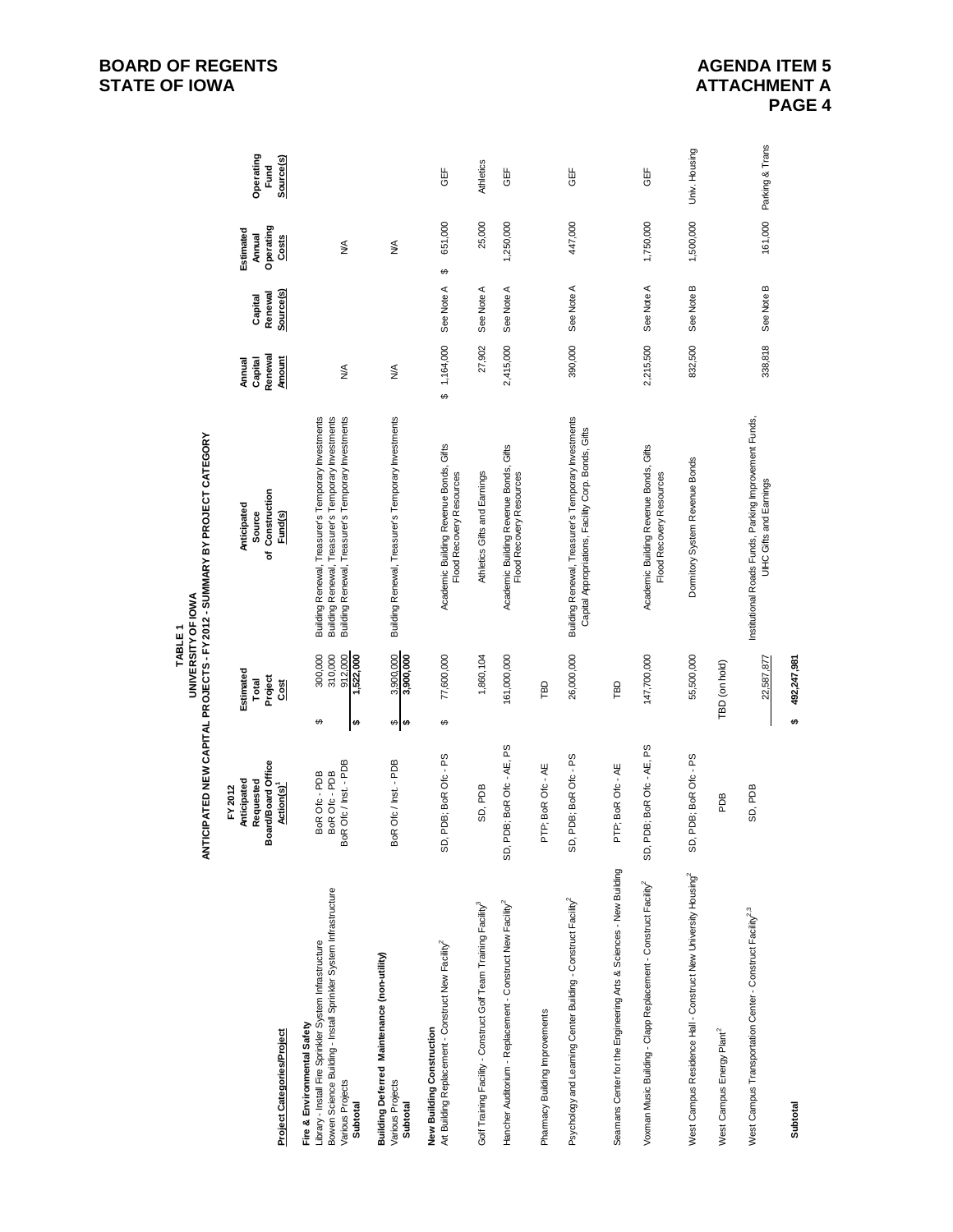**BOARD OF REGENTS**
**STATE OF IOWA**

**AGENDA ITEM 5**
**ATTACHMENT A**
**PAGE 4**

**TABLE 1**
**UNIVERSITY OF IOWA**
**ANTICIPATED NEW CAPITAL PROJECTS - FY 2012 - SUMMARY BY PROJECT CATEGORY**

| Project Categories/Project | FY 2012 Anticipated Requested Board/Board Office Action(s)[1] | Estimated Total Project Cost | Anticipated Source of Construction Fund(s) | Annual Capital Renewal Amount | Capital Renewal Source(s) | Estimated Annual Operating Costs | Operating Fund Source(s) |
|---|---|---|---|---|---|---|---|
| **Fire & Environmental Safety** | | | | | | | |
| Library - Install Fire Sprinkler System Infrastructure | BoR Ofc - PDB | $ 300,000 | Building Renewal, Treasurer's Temporary Investments | | | | |
| Bowen Science Building - Install Sprinkler System Infrastructure | BoR Ofc - PDB | 310,000 | Building Renewal, Treasurer's Temporary Investments | | | | |
| Various Projects | BoR Ofc / Inst. - PDB | 912,000 | Building Renewal, Treasurer's Temporary Investments | N/A | | N/A | |
| **Subtotal** | | **$ 1,522,000** | | | | | |
| **Building Deferred Maintenance (non-utility)** | | | | | | | |
| Various Projects | BoR Ofc / Inst. - PDB | $ 3,900,000 | Building Renewal, Treasurer's Temporary Investments | N/A | | N/A | |
| **Subtotal** | | **$ 3,900,000** | | | | | |
| **New Building Construction** | | | | | | | |
| Art Building Replacement - Construct New Facility[2] | SD, PDB; BoR Ofc - PS | $ 77,600,000 | Academic Building Revenue Bonds, Gifts Flood Recovery Resources | $ 1,164,000 | See Note A | $ 651,000 | GEF |
| Golf Training Facility - Construct Golf Team Training Facility[3] | SD, PDB | 1,860,104 | Athletics Gifts and Earnings | 27,902 | See Note A | 25,000 | Athletics |
| Hancher Auditorium - Replacement - Construct New Facility[2] | SD, PDB; BoR Ofc - AE, PS | 161,000,000 | Academic Building Revenue Bonds, Gifts Flood Recovery Resources | 2,415,000 | See Note A | 1,250,000 | GEF |
| Pharmacy Building Improvements | PTP; BoR Ofc - AE | TBD | | | | | |
| Psychology and Learning Center Building - Construct Facility[2] | SD, PDB; BoR Ofc - PS | 26,000,000 | Building Renewal, Treasurer's Temporary Investments Capital Appropriations, Facility Corp. Bonds, Gifts | 390,000 | See Note A | 447,000 | GEF |
| Seamans Center for the Engineering Arts & Sciences - New Building | PTP; BoR Ofc - AE | TBD | | | | | |
| Voxman Music Building - Clapp Replacement - Construct Facility[2] | SD, PDB; BoR Ofc - AE, PS | 147,700,000 | Academic Building Revenue Bonds, Gifts Flood Recovery Resources | 2,215,500 | See Note A | 1,750,000 | GEF |
| West Campus Residence Hall - Construct New University Housing[2] | SD, PDB; BoR Ofc - PS | 55,500,000 | Dormitory System Revenue Bonds | 832,500 | See Note B | 1,500,000 | Univ. Housing |
| West Campus Energy Plant[2] | PDB | TBD (on hold) | | | | | |
| West Campus Transportation Center - Construct Facility[2,3] | SD, PDB | 22,587,877 | Institutional Roads Funds, Parking Improvement Funds, UIHC Gifts and Earnings | 338,818 | See Note B | 161,000 | Parking & Trans |
| **Subtotal** | | **$ 492,247,981** | | | | | |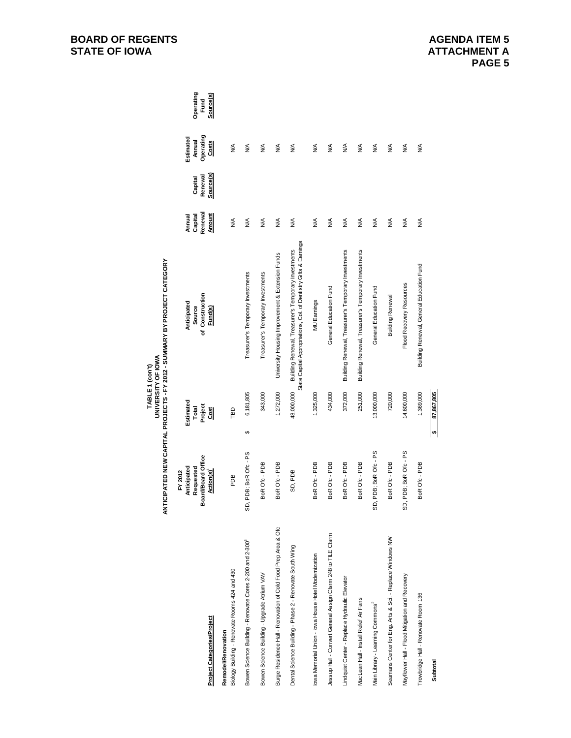**BOARD OF REGENTS**
**STATE OF IOWA**

**AGENDA ITEM 5**
**ATTACHMENT A**

**TABLE 1 (con't)**
**UNIVERSITY OF IOWA**
**ANTICIPATED NEW CAPITAL PROJECTS - FY 2012 - SUMMARY BY PROJECT CATEGORY**

| Project Categories/Project | FY 2012 Anticipated Requested Board/Board Office Action(s)[1] | Estimated Total Project Cost | Anticipated Source of Construction Fund(s) | Annual Capital Renewal Amount | Capital Renewal Source(s) | Estimated Annual Operating Costs | Operating Fund Source(s) |
|---|---|---|---|---|---|---|---|
| **Remodel/Renovation** | | | | | | | |
| Biology Building - Renovate Rooms 424 and 430 | PDB | TBD | | N/A | | N/A | |
| Bowen Science Building - Renovate Cores 2-200 and 2-300[3] | SD, PDB; BoR Ofc - PS | $ 6,181,805 | Treasurer's Temporary Investments | N/A | | N/A | |
| Bowen Science Building - Upgrade Atrium VAV | BoR Ofc - PDB | 343,000 | Treasurer's Temporary Investments | N/A | | N/A | |
| Burge Residence Hall - Renovation of Cold Food Prep Area & Ofc | BoR Ofc - PDB | 1,272,000 | University Housing Improvement & Extension Funds | N/A | | N/A | |
| Dental Science Building - Phase 2 - Renovate South Wing | SD, PDB | 48,000,000 | Building Renewal, Treasurer's Temporary Investments State Capital Appropriations, Col. of Dentistry Gifts & Earnings | N/A | | N/A | |
| Iowa Memorial Union - Iowa House Hotel Modernization | BoR Ofc - PDB | 1,325,000 | IMU Earnings | N/A | | N/A | |
| Jessup Hall - Convert General Assign Clsrm 248 to TILE Clsrm | BoR Ofc - PDB | 434,000 | General Education Fund | N/A | | N/A | |
| Lindquist Center - Replace Hydraulic Elevator | BoR Ofc - PDB | 372,000 | Building Renewal, Treasurer's Temporary Investments | N/A | | N/A | |
| MacLean Hall - Install Relief Air Fans | BoR Ofc - PDB | 251,000 | Building Renewal, Treasurer's Temporary Investments | N/A | | N/A | |
| Main Library - Learning Commons[2] | SD, PDB; BoR Ofc - PS | 13,000,000 | General Education Fund | N/A | | N/A | |
| Seamans Center for Eng. Arts & Sci. - Replace Windows NW | BoR Ofc - PDB | 720,000 | Building Renewal | N/A | | N/A | |
| Mayflower Hall - Flood Mitigation and Recovery | SD, PDB; BoR Ofc - PS | 14,600,000 | Flood Recovery Resources | N/A | | N/A | |
| Trowbridge Hall - Renovate Room 136 | BoR Ofc - PDB | 1,369,000 | Building Renewal, General Education Fund | N/A | | N/A | |
| **Subtotal** | | $ 87,867,805 | | | | | |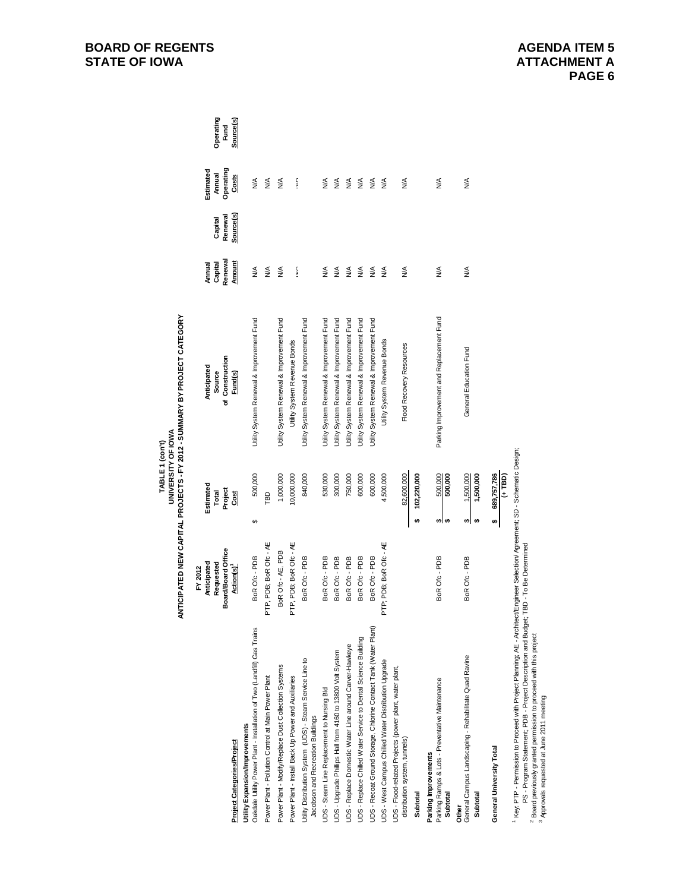**BOARD OF REGENTS**
**STATE OF IOWA**

**AGENDA ITEM 5**
**ATTACHMENT A**

**TABLE 1 (con't)**
**UNIVERSITY OF IOWA**
**ANTICIPATED NEW CAPITAL PROJECTS - FY 2012 - SUMMARY BY PROJECT CATEGORY**

| Project Categories/Project | FY 2012 Anticipated Requested Board/Board Office Action(s)[1] | Estimated Total Project Cost | Anticipated Source of Construction Fund(s) | Annual Capital Renewal Amount | Capital Renewal Source(s) | Estimated Annual Operating Costs | Operating Fund Source(s) |
|---|---|---|---|---|---|---|---|
| **Utility Expansion/Improvements** | | | | | | | |
| Oakdale Utility Power Plant - Installation of Two (Landfill) Gas Trains | BoR Ofc - PDB | $ 500,000 | Utility System Renewal & Improvement Fund | N/A | | N/A | |
| Power Plant - Pollution Control at Main Power Plant | PTP, PDB; BoR Ofc - AE | TBD | | N/A | | N/A | |
| Power Plant - Modify/Replace Dust Collection Systems | BoR Ofc - AE, PDB | 1,000,000 | Utility System Renewal & Improvement Fund | N/A | | N/A | |
| Power Plant - Install Back Up Power and Auxiliaries | PTP, PDB; BoR Ofc - AE | 10,000,000 | Utility System Revenue Bonds | N/A | | N/A | |
| Utility Distribution System (UDS) - Steam Service Line to Jacobson and Recreation Buildings | BoR Ofc - PDB | 840,000 | Utility System Renewal & Improvement Fund | | | | |
| UDS - Steam Line Replacement to Nursing Bld | BoR Ofc - PDB | 530,000 | Utility System Renewal & Improvement Fund | N/A | | N/A | |
| UDS - Upgrade Phillips Hall from 4160 to 13800 Volt System | BoR Ofc - PDB | 300,000 | Utility System Renewal & Improvement Fund | N/A | | N/A | |
| UDS - Replace Domestic Water Line around Carver-Hawkeye | BoR Ofc - PDB | 750,000 | Utility System Renewal & Improvement Fund | N/A | | N/A | |
| UDS - Replace Chilled Water Service to Dental Science Building | BoR Ofc - PDB | 600,000 | Utility System Renewal & Improvement Fund | N/A | | N/A | |
| UDS - Recoat Ground Storage, Chlorine Contact Tank (Water Plant) | BoR Ofc - PDB | 600,000 | Utility System Renewal & Improvement Fund | N/A | | N/A | |
| UDS - West Campus Chilled Water Distribution Upgrade | PTP; PDB; BoR Ofc - AE | 4,500,000 | Utility System Revenue Bonds | N/A | | N/A | |
| UDS - Flood-related Projects (power plant, water plant, distribution system, tunnels) | | 82,600,000 | Flood Recovery Resources | N/A | | N/A | |
| **Subtotal** | | $ 102,220,000 | | | | | |
| **Parking Improvements** | | | | | | | |
| Parking Ramps & Lots - Preventative Maintenance | BoR Ofc - PDB | $ 500,000 | Parking Improvement and Replacement Fund | N/A | | N/A | |
| **Subtotal** | | $ 500,000 | | | | | |
| **Other** | | | | | | | |
| General Campus Landscaping - Rehabilitate Quad Ravine | BoR Ofc - PDB | $ 1,500,000 | General Education Fund | N/A | | N/A | |
| **Subtotal** | | $ 1,500,000 | | | | | |
| **General University Total** | | $ 689,757,786 (+ TBD) | | | | | |

[1] Key: PTP - Permission to Proceed with Project Planning; AE - Architect/Engineer Selection/ Agreement; SD - Schematic Design; PS - Program Statement; PDB - Project Description and Budget; TBD - To Be Determined

[2] Board previously granted permission to proceed with this project

[3] Approvals requested at June 2011 meeting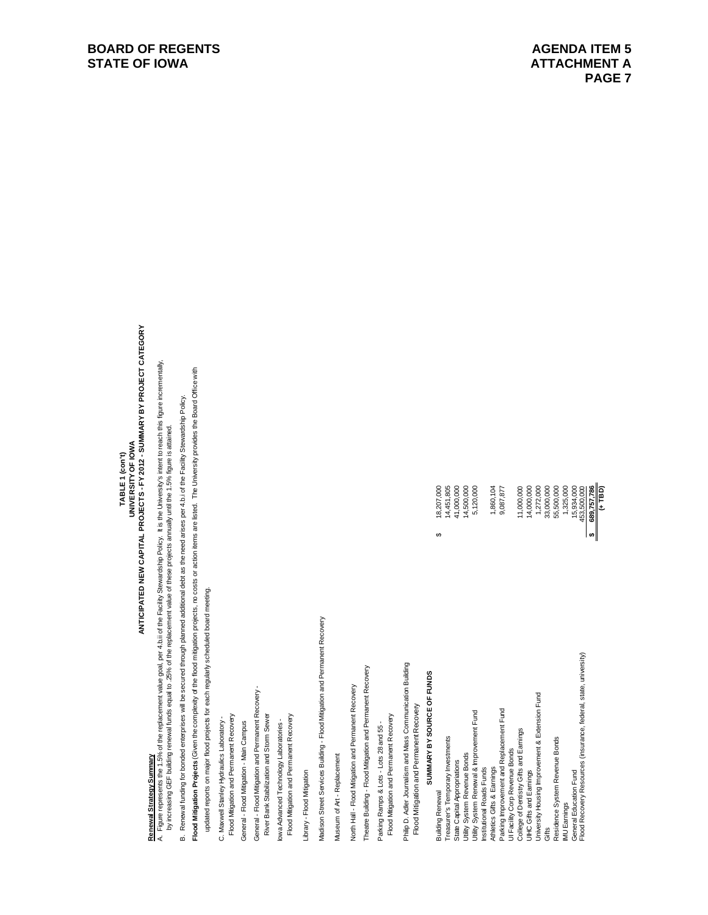# TABLE 1 (con't)

## UNIVERSITY OF IOWA

## ANTICIPATED NEW CAPITAL PROJECTS - FY 2012 - SUMMARY BY PROJECT CATEGORY

**Renewal Strategy Summary**

A. Figure represents the 1.5% of the replacement value goal, per 4.b.ii of the Facility Stewardship Policy. It is the University's intent to reach this figure incrementally, by increasing GEF building renewal funds equal to .25% of the replacement value of these projects annually until the 1.5% figure is attained.

B. Renewal funding for bonded enterprises will be secured through planned additional debt as the need arises per 4.b.i of the Facility Stewardship Policy.

**Flood Mitigation Projects** (Given the complexity of the flood mitigation projects, no costs or action items are listed. The University provides the Board Office with updated reports on major flood projects for each regularly scheduled board meeting.

C. Maxwell Stanley Hydraulics Laboratory - Flood Mitigation and Permanent Recovery

General - Flood Mitigation - Main Campus

General - Flood Mitigation and Permanent Recovery - River Bank Stabilization and Storm Sewer

Iowa Advanced Technology Laboratories - Flood Mitigation and Permanent Recovery

Library - Flood Mitigation

Madison Street Services Building - Flood Mitigation and Permanent Recovery

Museum of Art - Replacement

North Hall - Flood Mitigation and Permanent Recovery

Theatre Building - Flood Mitigation and Permanent Recovery

Parking Ramps & Lots - Lots 28 and 55 - Flood Mitigation and Permanent Recovery

Philip D. Adler Journalism and Mass Communication Building Flood Mitigation and Permanent Recovery

### SUMMARY BY SOURCE OF FUNDS

| Source | Amount |
|---|---|
| Building Renewal | $ 18,207,000 |
| Treasurer's Temporary Investments | 14,451,805 |
| State Capital Appropriations | 41,000,000 |
| Utility System Revenue Bonds | 14,500,000 |
| Utility System Renewal & Improvement Fund | 5,120,000 |
| Institutional Roads Funds | |
| Athletics Gifts & Earnings | 1,860,104 |
| Parking Improvement and Replacement Fund | 9,087,877 |
| UI Facility Corp Revenue Bonds | |
| College of Dentistry Gifts and Earnings | 11,000,000 |
| UIHC Gifts and Earnings | 14,000,000 |
| University Housing Improvement & Extension Fund | 1,272,000 |
| Gifts | 33,000,000 |
| Residence System Revenue Bonds | 55,500,000 |
| IMU Earnings | 1,325,000 |
| General Education Fund | 15,934,000 |
| Flood Recovery Resources (insurance, federal, state, university) | 453,500,000 |
| | **$ 689,757,786** |
| | **(+ TBD)** |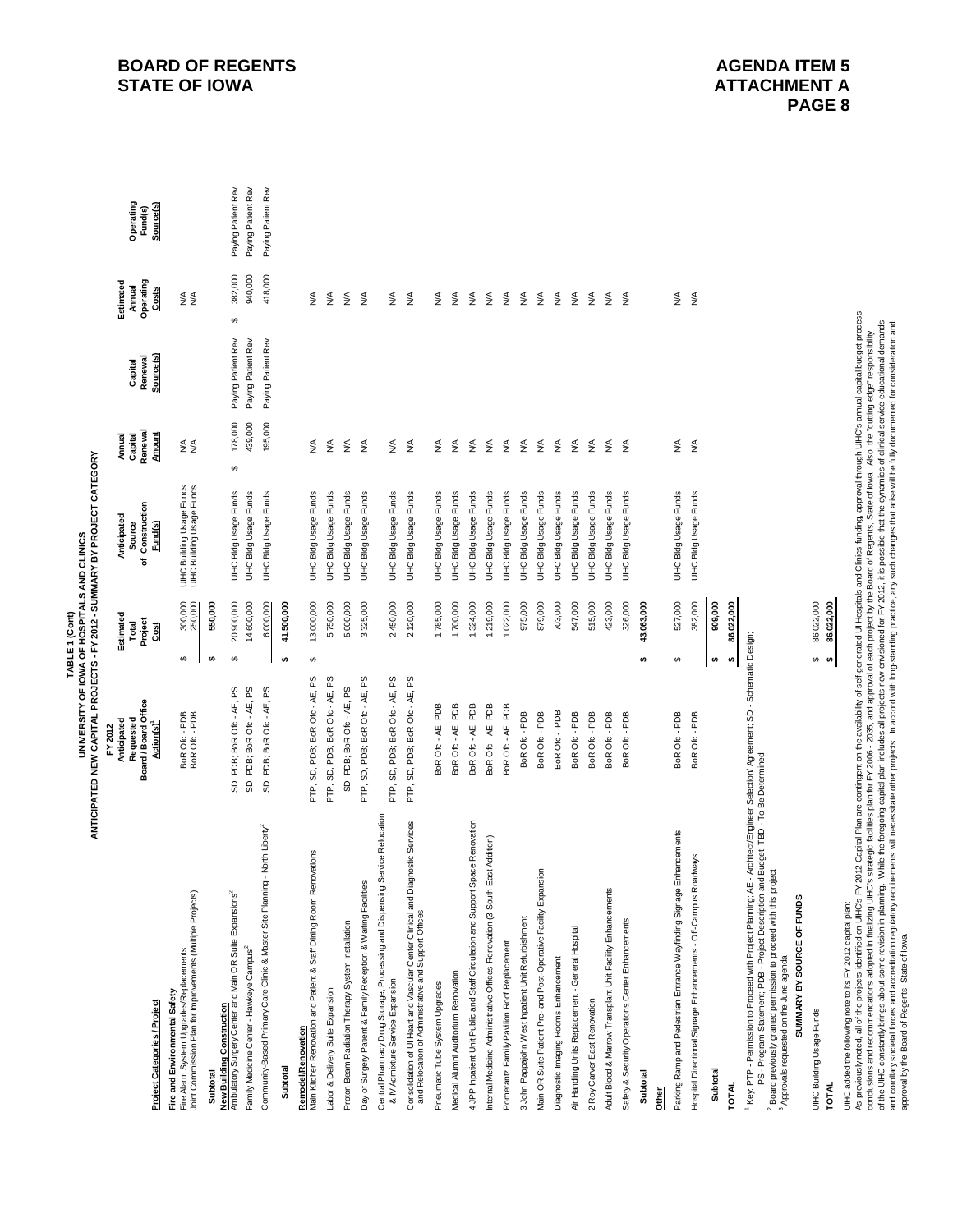# BOARD OF REGENTS
# STATE OF IOWA

**AGENDA ITEM 5**
**ATTACHMENT A**
**PAGE 8**

**TABLE 1 (Cont)**
**UNIVERSITY OF IOWA HOSPITALS AND CLINICS**
**ANTICIPATED NEW CAPITAL PROJECTS - FY 2012 - SUMMARY BY PROJECT CATEGORY**

| Project Categories / Project | FY 2012 Anticipated Requested Board / Board Office Action(s)[1] | Estimated Total Project Cost | Anticipated Source of Construction Fund(s) | Annual Capital Renewal Amount | Capital Renewal Source(s) | Estimated Annual Operating Costs | Operating Fund(s) Source(s) |
|---|---|---|---|---|---|---|---|
| **Fire and Environmental Safety** | | | | | | | |
| Fire Alarm System Upgrades/Replacements | BoR Ofc - PDB | $ 300,000 | UIHC Building Usage Funds | N/A | | N/A | |
| Joint Commission Plan for Improvements (Multiple Projects) | BoR Ofc - PDB | 250,000 | UIHC Building Usage Funds | N/A | | N/A | |
| **Subtotal** | | **$ 550,000** | | | | | |
| **New Building Construction** | | | | | | | |
| Ambulatory Surgery Center and Main OR Suite Expansions[2] | SD, PDB; BoR Ofc - AE, PS | $ 20,900,000 | UIHC Bldg Usage Funds | $ 178,000 | Paying Patient Rev. | $ 382,000 | Paying Patient Rev. |
| Family Medicine Center - Hawkeye Campus[2] | SD, PDB; BoR Ofc - AE, PS | 14,600,000 | UIHC Bldg Usage Funds | 439,000 | Paying Patient Rev. | 940,000 | Paying Patient Rev. |
| Community-Based Primary Care Clinic & Master Site Planning - North Liberty[2] | SD, PDB; BoR Ofc - AE, PS | 6,000,000 | UIHC Bldg Usage Funds | 195,000 | Paying Patient Rev. | 418,000 | Paying Patient Rev. |
| **Subtotal** | | **$ 41,500,000** | | | | | |
| **Remodel/Renovation** | | | | | | | |
| Main Kitchen Renovation and Patient & Staff Dining Room Renovations | PTP, SD, PDB; BoR Ofc - AE, PS | $ 13,000,000 | UIHC Bldg Usage Funds | N/A | | N/A | |
| Labor & Delivery Suite Expansion | PTP, SD, PDB; BoR Ofc - AE, PS | 5,750,000 | UIHC Bldg Usage Funds | N/A | | N/A | |
| Proton Beam Radiation Therapy System Installation | SD, PDB; BoR Ofc - AE, PS | 5,000,000 | UIHC Bldg Usage Funds | N/A | | N/A | |
| Day of Surgery Patient & Family Reception & Waiting Facilities | PTP, SD, PDB; BoR Ofc - AE, PS | 3,325,000 | UIHC Bldg Usage Funds | N/A | | N/A | |
| Central Pharmacy Drug Storage, Processing and Dispensing Service Relocation & IV Admixture Service Expansion | PTP, SD, PDB; BoR Ofc - AE, PS | 2,450,000 | UIHC Bldg Usage Funds | N/A | | N/A | |
| Consolidation of UI Heart and Vascular Center Clinical and Diagnostic Services and Relocation of Administrative and Support Offices | PTP, SD, PDB; BoR Ofc - AE, PS | 2,120,000 | UIHC Bldg Usage Funds | N/A | | N/A | |
| Pneumatic Tube System Upgrades | BoR Ofc - AE, PDB | 1,785,000 | UIHC Bldg Usage Funds | N/A | | N/A | |
| Medical Alumni Auditorium Renovation | BoR Ofc - AE, PDB | 1,700,000 | UIHC Bldg Usage Funds | N/A | | N/A | |
| 4 JPP Inpatient Unit Public and Staff Circulation and Support Space Renovation | BoR Ofc - AE, PDB | 1,324,000 | UIHC Bldg Usage Funds | N/A | | N/A | |
| Internal Medicine Administrative Offices Renovation (3 South East Addition) | BoR Ofc - AE, PDB | 1,219,000 | UIHC Bldg Usage Funds | N/A | | N/A | |
| Pomerantz Family Pavilion Roof Replacement | BoR Ofc - AE, PDB | 1,022,000 | UIHC Bldg Usage Funds | N/A | | N/A | |
| 3 John Pappajohn West Inpatient Unit Refurbishment | BoR Ofc - PDB | 975,000 | UIHC Bldg Usage Funds | N/A | | N/A | |
| Main OR Suite Patient Pre- and Post-Operative Facility Expansion | BoR Ofc - PDB | 879,000 | UIHC Bldg Usage Funds | N/A | | N/A | |
| Diagnostic Imaging Rooms Enhancement | BoR Ofc - PDB | 703,000 | UIHC Bldg Usage Funds | N/A | | N/A | |
| Air Handling Units Replacement - General Hospital | BoR Ofc - PDB | 547,000 | UIHC Bldg Usage Funds | N/A | | N/A | |
| 2 Roy Carver East Renovation | BoR Ofc - PDB | 515,000 | UIHC Bldg Usage Funds | N/A | | N/A | |
| Adult Blood & Marrow Transplant Unit Facility Enhancements | BoR Ofc - PDB | 423,000 | UIHC Bldg Usage Funds | N/A | | N/A | |
| Safety & Security Operations Center Enhancements | BoR Ofc - PDB | 326,000 | UIHC Bldg Usage Funds | N/A | | N/A | |
| **Subtotal** | | **$ 43,063,000** | | | | | |
| **Other** | | | | | | | |
| Parking Ramp and Pedestrian Entrance Wayfinding Signage Enhancements | BoR Ofc - PDB | $ 527,000 | UIHC Bldg Usage Funds | N/A | | N/A | |
| Hospital Directional Signage Enhancements - Off-Campus Roadways | BoR Ofc - PDB | 382,000 | UIHC Bldg Usage Funds | N/A | | N/A | |
| **Subtotal** | | **$ 909,000** | | | | | |
| **TOTAL** | | **$ 86,022,000** | | | | | |

[1] Key: PTP - Permission to Proceed with Project Planning; AE - Architect/Engineer Selection/ Agreement; SD - Schematic Design;
PS - Program Statement; PDB - Project Description and Budget; TBD - To Be Determined

[2] Board previously granted permission to proceed with this project

[3] Approvals requested on the June agenda

**SUMMARY BY SOURCE OF FUNDS**

| | |
|---|---|
| UIHC Building Usage Funds | $ 86,022,000 |
| **TOTAL** | **$ 86,022,000** |

UIHC added the following note to its FY 2012 capital plan:

As previously noted, all of the projects identified on UIHC's FY 2012 Capital Plan are contingent on the availability of self-generated UI Hospitals and Clinics funding, approval through UIHC's annual capital budget process, conclusions and recommendations adopted in finalizing UIHC's strategic facilities plan for FY 2006 - 2035, and approval of each project by the Board of Regents, State of Iowa. Also, the "cutting edge" responsibility of the UIHC constantly brings about some revision in planning. While the foregoing capital plan includes all projects now envisioned for FY 2012, it is possible that the dynamics of clinical service-educational demands and corollary societal forces and accreditation regulatory requirements will necessitate other projects. In accord with long-standing practice, any such changes that arise will be fully documented for consideration and approval by the Board of Regents, State of Iowa.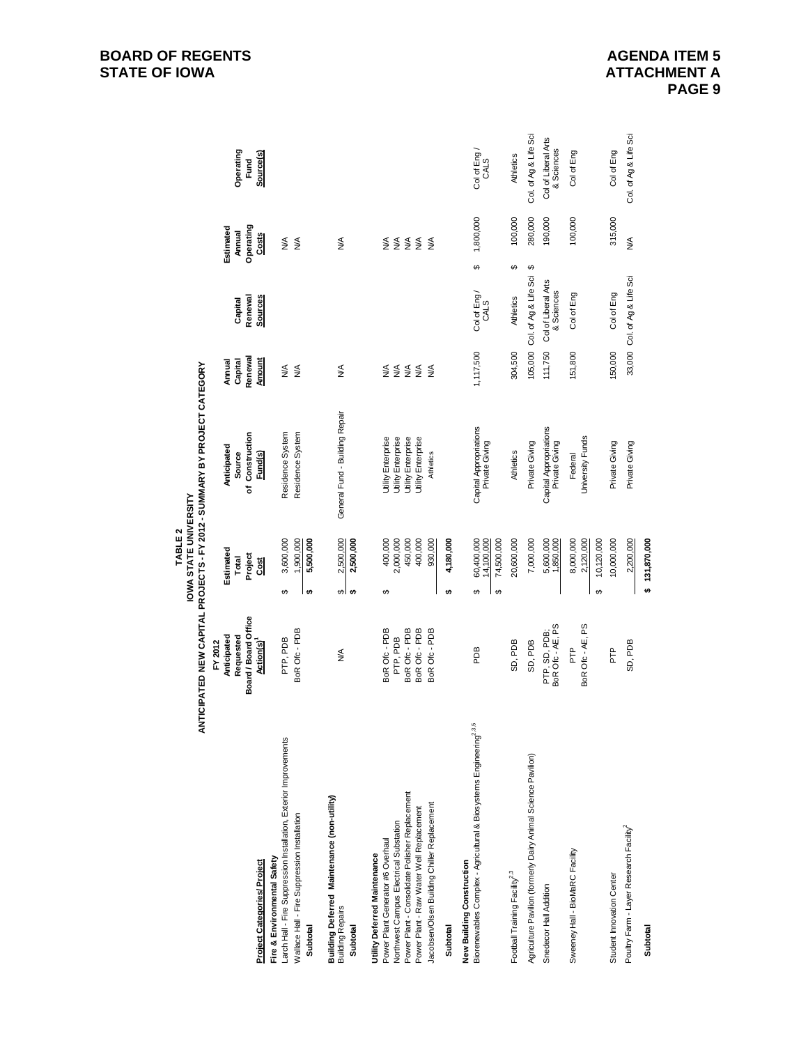BOARD OF REGENTS
STATE OF IOWA

AGENDA ITEM 5
ATTACHMENT A

**TABLE 2**
**IOWA STATE UNIVERSITY**
**ANTICIPATED NEW CAPITAL PROJECTS - FY 2012 - SUMMARY BY PROJECT CATEGORY**

| Project Categories/ Project | FY 2012 Anticipated Requested Board / Board Office Action(s)[1] | Estimated Total Project Cost | Anticipated Source of Construction Fund(s) | Annual Capital Renewal Amount | Capital Renewal Sources | Estimated Annual Operating Costs | Operating Fund Source(s) |
|---|---|---|---|---|---|---|---|
| **Fire & Environmental Safety** | | | | | | | |
| Larch Hall - Fire Suppression Installation, Exterior Improvements | PTP, PDB | $ 3,600,000 | Residence System | N/A | | N/A | |
| Wallace Hall - Fire Suppression Installation | BoR Ofc - PDB | 1,900,000 | Residence System | N/A | | N/A | |
| **Subtotal** | | $ 5,500,000 | | | | | |
| **Building Deferred Maintenance (non-utility)** | | | | | | | |
| Building Repairs | N/A | $ 2,500,000 | General Fund - Building Repair | N/A | | N/A | |
| **Subtotal** | | $ 2,500,000 | | | | | |
| **Utility Deferred Maintenance** | | | | | | | |
| Power Plant Generator #6 Overhaul | BoR Ofc - PDB | $ 400,000 | Utility Enterprise | N/A | | N/A | |
| Northwest Campus Electrical Substation | PTP, PDB | 2,000,000 | Utility Enterprise | N/A | | N/A | |
| Power Plant - Consolidate Polisher Replacement | BoR Ofc - PDB | 450,000 | Utility Enterprise | N/A | | N/A | |
| Power Plant - Raw Water Well Replacement | BoR Ofc - PDB | 400,000 | Utility Enterprise | N/A | | N/A | |
| Jacobsen/Olsen Building Chiller Replacement | BoR Ofc - PDB | 930,000 | Athletics | N/A | | N/A | |
| **Subtotal** | | $ 4,180,000 | | | | | |
| **New Building Construction** | | | | | | | |
| Biorenewables Complex - Agricultural & Biosystems Engineering[2,3,5] | PDB | $ 60,400,000<br>14,100,000<br>$ 74,500,000 | Capital Appropriations<br>Private Giving | 1,117,500 | Col of Eng / CALS | $ 1,800,000 | Col of Eng / CALS |
| Football Training Facility[2,3] | SD, PDB | 20,600,000 | Athletics | 304,500 | Athletics | $ 100,000 | Athletics |
| Agriculture Pavilion (formerly Dairy Animal Science Pavilion) | SD, PDB | 7,000,000 | Private Giving | 105,000 | Col. of Ag & Life Sci | $ 280,000 | Col. of Ag & Life Sci |
| Snedecor Hall Addition | PTP, SD, PDB; BoR Ofc - AE, PS | 5,600,000<br>1,850,000 | Capital Appropriations<br>Private Giving | 111,750 | Col of Liberal Arts & Sciences | 190,000 | Col of Liberal Arts & Sciences |
| Sweeney Hall - BioMaRC Facility | PTP<br>BoR Ofc - AE, PS | 8,000,000<br>2,120,000<br>$ 10,120,000 | Federal<br>University Funds | 151,800 | Col of Eng | 100,000 | Col of Eng |
| Student Innovation Center | PTP | 10,000,000 | Private Giving | 150,000 | Col of Eng | 315,000 | Col of Eng |
| Poultry Farm - Layer Research Facility[2] | SD, PDB | 2,200,000 | Private Giving | 33,000 | Col. of Ag & Life Sci | N/A | Col. of Ag & Life Sci |
| **Subtotal** | | $ 131,870,000 | | | | | |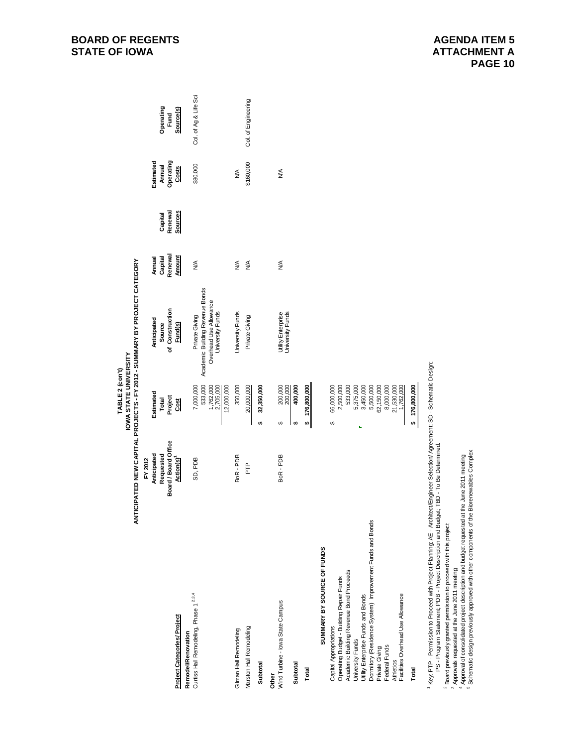**BOARD OF REGENTS**
**STATE OF IOWA**

**AGENDA ITEM 5**
**ATTACHMENT A**

**TABLE 2 (con't)**
**IOWA STATE UNIVERSITY**
**ANTICIPATED NEW CAPITAL PROJECTS - FY 2012 - SUMMARY BY PROJECT CATEGORY**

| Project Categories/Project | FY 2012 Anticipated Requested Board / Board Office Action(s)[1] | Estimated Total Project Cost | Anticipated Source of Construction Fund(s) | Annual Capital Renewal Amount | Capital Renewal Sources | Estimated Annual Operating Costs | Operating Fund Source(s) |
|---|---|---|---|---|---|---|---|
| **Remodel/Renovation** | | | | | | | |
| Curtiss Hall Remodeling, Phase 1 [2,3,4] | SD, PDB | 7,000,000 | Private Giving | N/A | | $80,000 | Col. of Ag & Life Sci |
| | | 533,000 | Academic Building Revenue Bonds | | | | |
| | | 1,762,000 | Overhead Use Allowance | | | | |
| | | 2,705,000 | University Funds | | | | |
| | | 12,000,000 | | | | | |
| Gilman Hall Remodeling | BoR - PDB | 350,000 | University Funds | N/A | | N/A | |
| Marston Hall Remodeling | PTP | 20,000,000 | Private Giving | N/A | | $160,000 | Col. of Engineering |
| **Subtotal** | | $ 32,350,000 | | | | | |
| **Other** | | | | | | | |
| Wind Turbine - Iowa State Campus | BoR - PDB | $ 200,000 | Utility Enterprise | N/A | | N/A | |
| | | 200,000 | University Funds | | | | |
| **Subtotal** | | $ 400,000 | | | | | |
| **Total** | | $ 176,800,000 | | | | | |

**SUMMARY BY SOURCE OF FUNDS**

| Source | Amount |
|---|---|
| Capital Appropriations | $ 66,000,000 |
| Operating Budget - Building Repair Funds | 2,500,000 |
| Academic Building Revenue Bond Proceeds | 533,000 |
| University Funds | 5,375,000 |
| Utility Enterprise Funds and Bonds | 3,450,000 |
| Dormitory (Residence System) Improvement Funds and Bonds | 5,500,000 |
| Private Giving | 62,150,000 |
| Federal Funds | 8,000,000 |
| Athletics | 21,530,000 |
| Facilities Overhead Use Allowance | 1,762,000 |
| **Total** | $ 176,800,000 |

[1] Key: PTP - Permission to Proceed with Project Planning; AE - Architect/Engineer Selection/Agreement; SD - Schematic Design;
PS - Program Statement; PDB - Project Description and Budget; TBD - To Be Determined.

[2] Board previously granted permission to proceed with this project

[3] Approvals requested at the June 2011 meeting

[4] Approval of consolidated project description and budget requested at the June 2011 meeting

[5] Schematic design previously approved with other components of the Biorenewables Complex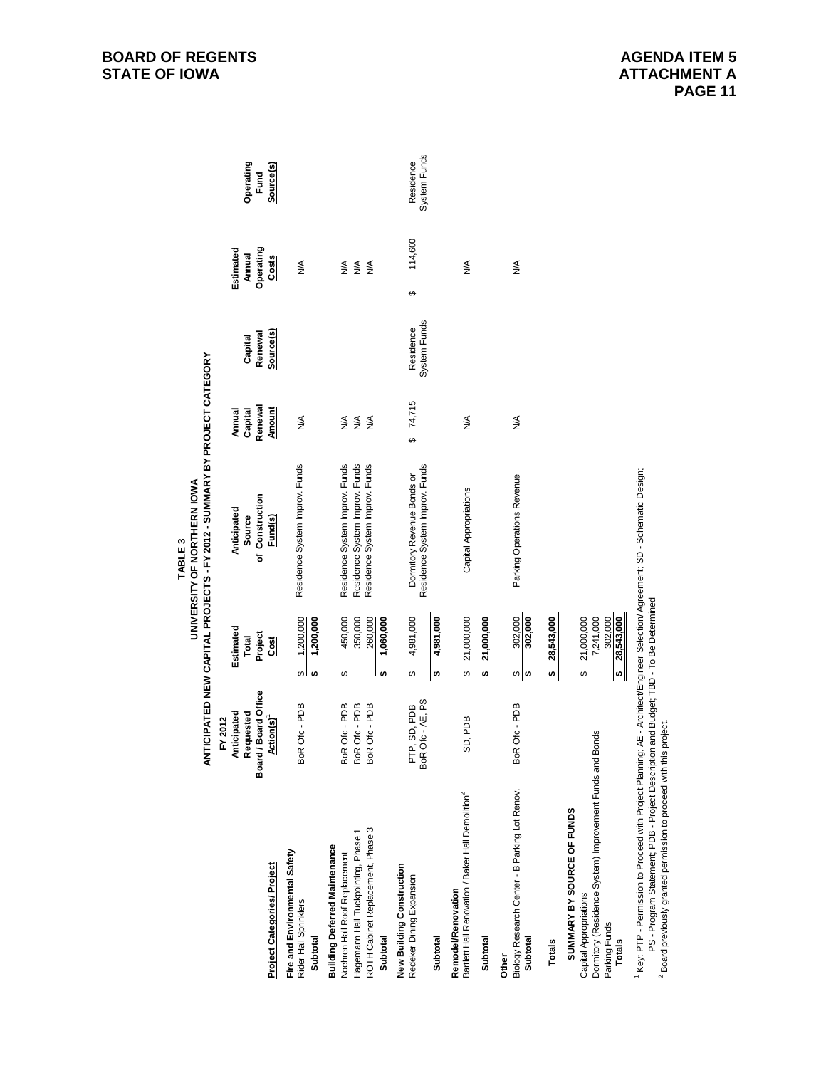# TABLE 3

## UNIVERSITY OF NORTHERN IOWA

### ANTICIPATED NEW CAPITAL PROJECTS - FY 2012 - SUMMARY BY PROJECT CATEGORY

| Project Categories/ Project | FY 2012 Anticipated Requested Board / Board Office Action(s)[1] | Estimated Total Project Cost | Anticipated Source of Construction Fund(s) | Annual Capital Renewal Amount | Capital Renewal Source(s) | Estimated Annual Operating Costs | Operating Fund Source(s) |
|---|---|---|---|---|---|---|---|
| **Fire and Environmental Safety** | | | | | | | |
| Rider Hall Sprinklers | BoR Ofc - PDB | $ 1,200,000 | Residence System Improv. Funds | N/A | | N/A | |
| **Subtotal** | | **$ 1,200,000** | | | | | |
| **Building Deferred Maintenance** | | | | | | | |
| Noehren Hall Roof Replacement | BoR Ofc - PDB | $ 450,000 | Residence System Improv. Funds | N/A | | N/A | |
| Hagemann Hall Tuckpointing, Phase 1 | BoR Ofc - PDB | 350,000 | Residence System Improv. Funds | N/A | | N/A | |
| ROTH Cabinet Replacement, Phase 3 | BoR Ofc - PDB | 260,000 | Residence System Improv. Funds | N/A | | N/A | |
| **Subtotal** | | **$ 1,060,000** | | | | | |
| **New Building Construction** | | | | | | | |
| Redeker Dining Expansion | PTP, SD, PDB<br>BoR Ofc - AE, PS | $ 4,981,000 | Dormitory Revenue Bonds or Residence System Improv. Funds | $ 74,715 | Residence System Funds | $ 114,600 | Residence System Funds |
| **Subtotal** | | **$ 4,981,000** | | | | | |
| **Remodel/Renovation** | | | | | | | |
| Bartlett Hall Renovation / Baker Hall Demolition[2] | SD, PDB | $ 21,000,000 | Capital Appropriations | N/A | | N/A | |
| **Subtotal** | | **$ 21,000,000** | | | | | |
| **Other** | | | | | | | |
| Biology Research Center - B Parking Lot Renov. | BoR Ofc - PDB | $ 302,000 | Parking Operations Revenue | N/A | | N/A | |
| **Subtotal** | | **$ 302,000** | | | | | |
| **Totals** | | **$ 28,543,000** | | | | | |

**SUMMARY BY SOURCE OF FUNDS**

| Source | Amount |
|---|---|
| Capital Appropriations | $ 21,000,000 |
| Dormitory (Residence System) Improvement Funds and Bonds | 7,241,000 |
| Parking Funds | 302,000 |
| **Totals** | **$ 28,543,000** |

[1] Key: PTP - Permission to Proceed with Project Planning; AE - Architect/Engineer Selection/ Agreement; SD - Schematic Design; PS - Program Statement; PDB - Project Description and Budget; TBD - To Be Determined

[2] Board previously granted permission to proceed with this project.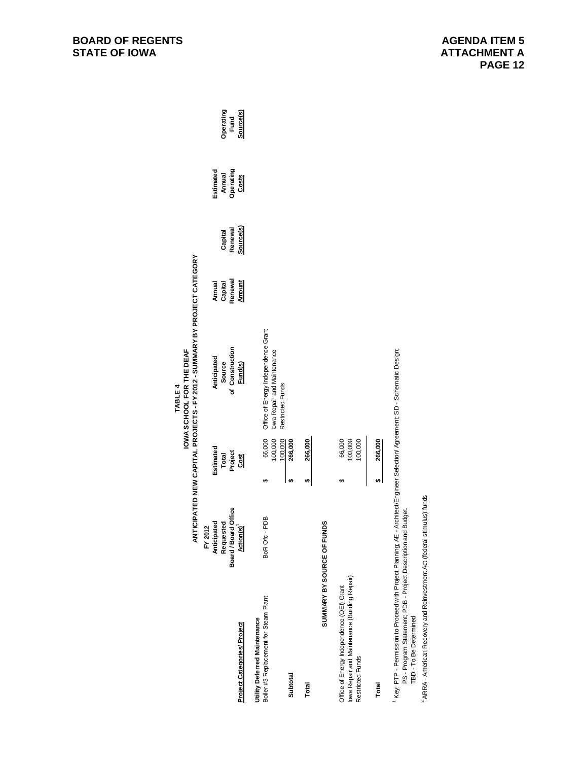**BOARD OF REGENTS**
**STATE OF IOWA**

**AGENDA ITEM 5**
**ATTACHMENT A**

## TABLE 4
## IOWA SCHOOL FOR THE DEAF
## ANTICIPATED NEW CAPITAL PROJECTS - FY 2012 - SUMMARY BY PROJECT CATEGORY

| Project Categories/ Project | FY 2012 Anticipated Requested Board / Board Office Action(s)[1] | Estimated Total Project Cost | Anticipated Source of Construction Fund(s) | Annual Capital Renewal Amount | Capital Renewal Source(s) | Estimated Annual Operating Costs | Operating Fund Source(s) |
|---|---|---|---|---|---|---|---|
| **Utility Deferred Maintenance** | | | | | | | |
| Boiler #3 Replacement for Steam Plant | BoR Ofc - PDB | $ 66,000 | Office of Energy Independence Grant | | | | |
| | | 100,000 | Iowa Repair and Maintenance | | | | |
| | | 100,000 | Restricted Funds | | | | |
| **Subtotal** | | $ 266,000 | | | | | |
| **Total** | | $ 266,000 | | | | | |

### SUMMARY BY SOURCE OF FUNDS

| Source | Amount |
|---|---|
| Office of Energy Independence (OEI) Grant | $ 66,000 |
| Iowa Repair and Maintenance (Building Repair) | 100,000 |
| Restricted Funds | 100,000 |
| **Total** | $ 266,000 |

[1] Key: PTP - Permission to Proceed with Project Planning; AE - Architect/Engineer Selection/ Agreement; SD - Schematic Design;
PS - Program Statement; PDB - Project Description and Budget.
TBD - To Be Determined

[2] ARRA - American Recovery and Reinvestment Act (federal stimulus) funds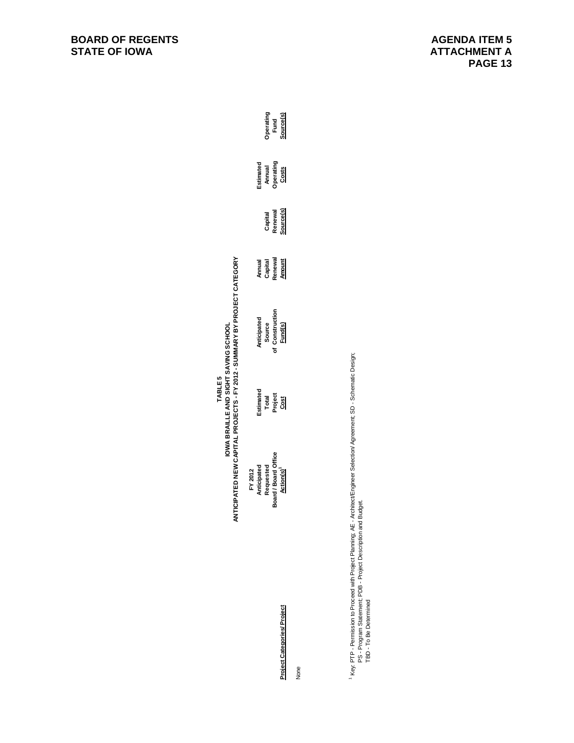**BOARD OF REGENTS**
**STATE OF IOWA**

**AGENDA ITEM 5**
**ATTACHMENT A**

**TABLE 5**
**IOWA BRAILLE AND SIGHT SAVING SCHOOL**
**ANTICIPATED NEW CAPITAL PROJECTS - FY 2012 - SUMMARY BY PROJECT CATEGORY**

| Project Categories/ Project | FY 2012 Anticipated Requested Board / Board Office Action(s)[1] | Estimated Total Project Cost | Anticipated Source of Construction Fund(s) | Annual Capital Renewal Amount | Capital Renewal Source(s) | Estimated Annual Operating Costs | Operating Fund Source(s) |
|---|---|---|---|---|---|---|---|
| None | | | | | | | |

[1] Key: PTP - Permission to Proceed with Project Planning; AE - Architect/Engineer Selection/ Agreement; SD - Schematic Design;
PS - Program Statement; PDB - Project Description and Budget.
TBD - To Be Determined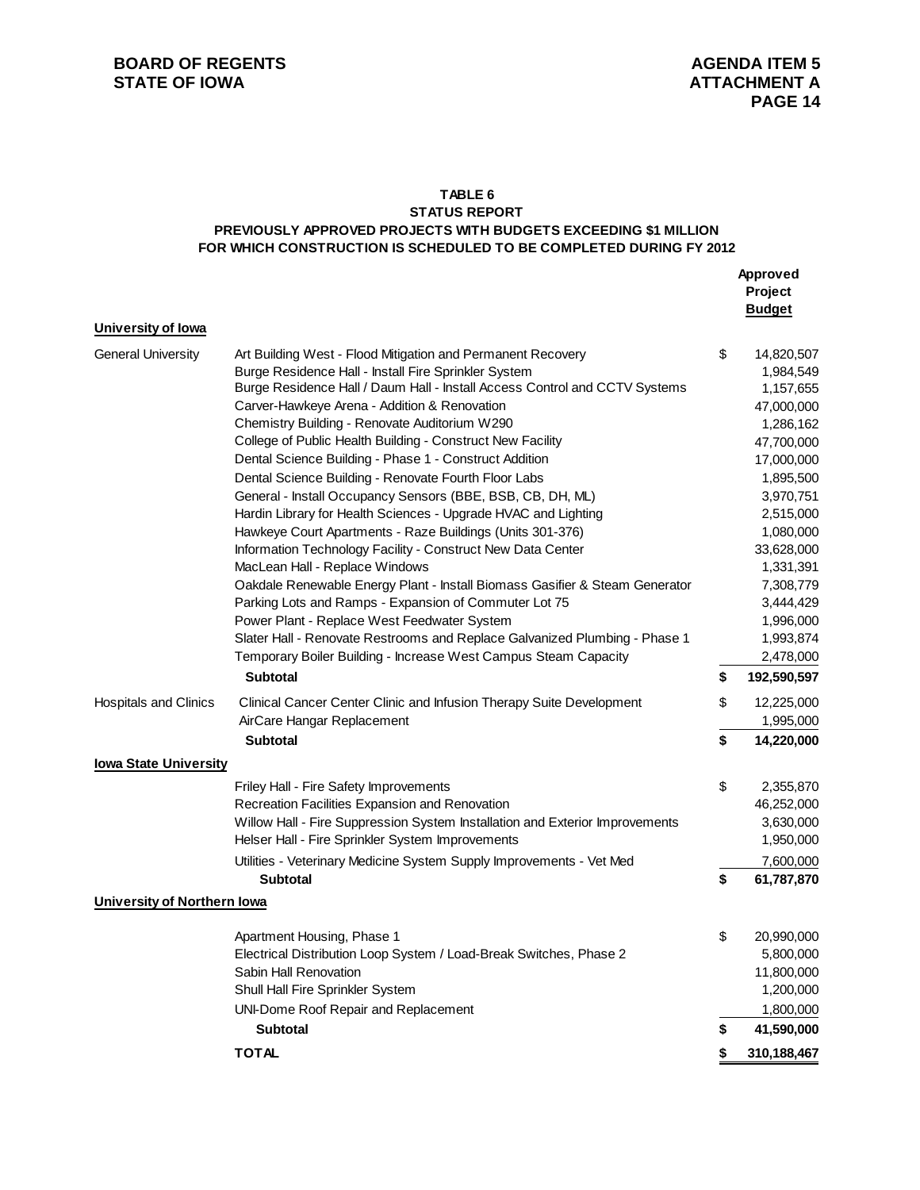**BOARD OF REGENTS**
**STATE OF IOWA**

**AGENDA ITEM 5**
**ATTACHMENT A**

### TABLE 6
### STATUS REPORT
### PREVIOUSLY APPROVED PROJECTS WITH BUDGETS EXCEEDING $1 MILLION FOR WHICH CONSTRUCTION IS SCHEDULED TO BE COMPLETED DURING FY 2012

| | | Approved Project Budget |
|---|---|---|
| **University of Iowa** | | |
| General University | Art Building West - Flood Mitigation and Permanent Recovery | $ 14,820,507 |
| | Burge Residence Hall - Install Fire Sprinkler System | 1,984,549 |
| | Burge Residence Hall / Daum Hall - Install Access Control and CCTV Systems | 1,157,655 |
| | Carver-Hawkeye Arena - Addition & Renovation | 47,000,000 |
| | Chemistry Building - Renovate Auditorium W290 | 1,286,162 |
| | College of Public Health Building - Construct New Facility | 47,700,000 |
| | Dental Science Building - Phase 1 - Construct Addition | 17,000,000 |
| | Dental Science Building - Renovate Fourth Floor Labs | 1,895,500 |
| | General - Install Occupancy Sensors (BBE, BSB, CB, DH, ML) | 3,970,751 |
| | Hardin Library for Health Sciences - Upgrade HVAC and Lighting | 2,515,000 |
| | Hawkeye Court Apartments - Raze Buildings (Units 301-376) | 1,080,000 |
| | Information Technology Facility - Construct New Data Center | 33,628,000 |
| | MacLean Hall - Replace Windows | 1,331,391 |
| | Oakdale Renewable Energy Plant - Install Biomass Gasifier & Steam Generator | 7,308,779 |
| | Parking Lots and Ramps - Expansion of Commuter Lot 75 | 3,444,429 |
| | Power Plant - Replace West Feedwater System | 1,996,000 |
| | Slater Hall - Renovate Restrooms and Replace Galvanized Plumbing - Phase 1 | 1,993,874 |
| | Temporary Boiler Building - Increase West Campus Steam Capacity | 2,478,000 |
| | **Subtotal** | **$ 192,590,597** |
| Hospitals and Clinics | Clinical Cancer Center Clinic and Infusion Therapy Suite Development | $ 12,225,000 |
| | AirCare Hangar Replacement | 1,995,000 |
| | **Subtotal** | **$ 14,220,000** |
| **Iowa State University** | | |
| | Friley Hall - Fire Safety Improvements | $ 2,355,870 |
| | Recreation Facilities Expansion and Renovation | 46,252,000 |
| | Willow Hall - Fire Suppression System Installation and Exterior Improvements | 3,630,000 |
| | Helser Hall - Fire Sprinkler System Improvements | 1,950,000 |
| | Utilities - Veterinary Medicine System Supply Improvements - Vet Med | 7,600,000 |
| | **Subtotal** | **$ 61,787,870** |
| **University of Northern Iowa** | | |
| | Apartment Housing, Phase 1 | $ 20,990,000 |
| | Electrical Distribution Loop System / Load-Break Switches, Phase 2 | 5,800,000 |
| | Sabin Hall Renovation | 11,800,000 |
| | Shull Hall Fire Sprinkler System | 1,200,000 |
| | UNI-Dome Roof Repair and Replacement | 1,800,000 |
| | **Subtotal** | **$ 41,590,000** |
| | **TOTAL** | **$ 310,188,467** |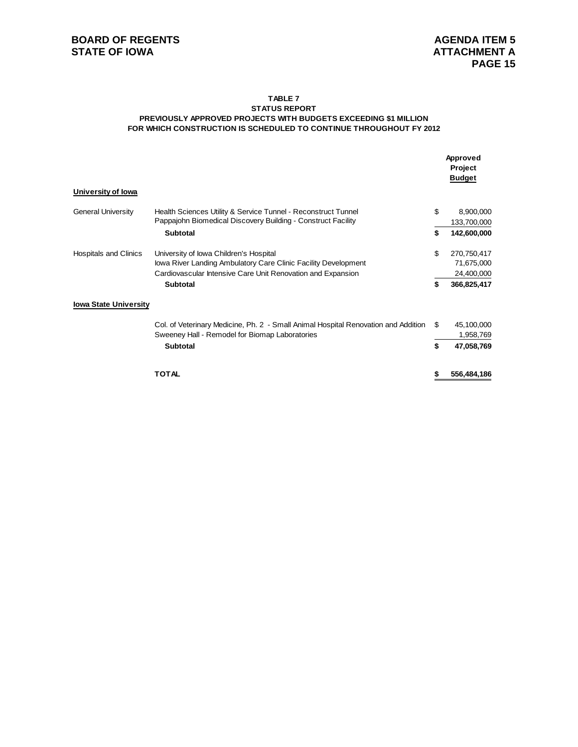**TABLE 7**
**STATUS REPORT**
**PREVIOUSLY APPROVED PROJECTS WITH BUDGETS EXCEEDING $1 MILLION**
**FOR WHICH CONSTRUCTION IS SCHEDULED TO CONTINUE THROUGHOUT FY 2012**

| | | Approved Project Budget |
|---|---|---|
| **University of Iowa** | | |
| General University | Health Sciences Utility & Service Tunnel - Reconstruct Tunnel | $ 8,900,000 |
| | Pappajohn Biomedical Discovery Building - Construct Facility | 133,700,000 |
| | **Subtotal** | **$ 142,600,000** |
| Hospitals and Clinics | University of Iowa Children's Hospital | $ 270,750,417 |
| | Iowa River Landing Ambulatory Care Clinic Facility Development | 71,675,000 |
| | Cardiovascular Intensive Care Unit Renovation and Expansion | 24,400,000 |
| | **Subtotal** | **$ 366,825,417** |
| **Iowa State University** | | |
| | Col. of Veterinary Medicine, Ph. 2 - Small Animal Hospital Renovation and Addition | $ 45,100,000 |
| | Sweeney Hall - Remodel for Biomap Laboratories | 1,958,769 |
| | **Subtotal** | **$ 47,058,769** |
| | **TOTAL** | **$ 556,484,186** |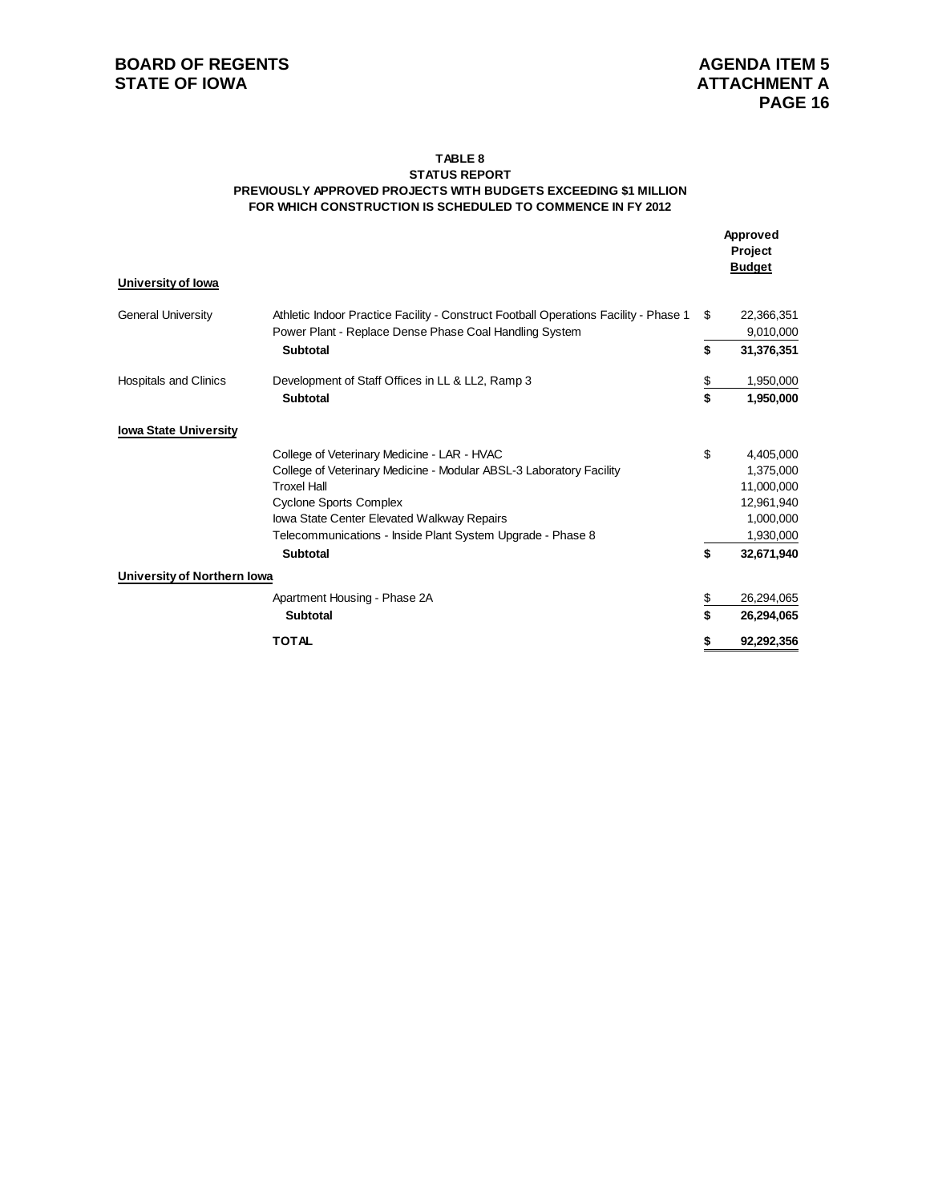BOARD OF REGENTS
STATE OF IOWA

AGENDA ITEM 5
ATTACHMENT A

**TABLE 8**
**STATUS REPORT**
**PREVIOUSLY APPROVED PROJECTS WITH BUDGETS EXCEEDING $1 MILLION FOR WHICH CONSTRUCTION IS SCHEDULED TO COMMENCE IN FY 2012**

| | | Approved Project Budget |
|---|---|---|
| **University of Iowa** | | |
| General University | Athletic Indoor Practice Facility - Construct Football Operations Facility - Phase 1 | $ 22,366,351 |
| | Power Plant - Replace Dense Phase Coal Handling System | 9,010,000 |
| | **Subtotal** | **$ 31,376,351** |
| Hospitals and Clinics | Development of Staff Offices in LL & LL2, Ramp 3 | $ 1,950,000 |
| | **Subtotal** | **$ 1,950,000** |
| **Iowa State University** | | |
| | College of Veterinary Medicine - LAR - HVAC | $ 4,405,000 |
| | College of Veterinary Medicine - Modular ABSL-3 Laboratory Facility | 1,375,000 |
| | Troxel Hall | 11,000,000 |
| | Cyclone Sports Complex | 12,961,940 |
| | Iowa State Center Elevated Walkway Repairs | 1,000,000 |
| | Telecommunications - Inside Plant System Upgrade - Phase 8 | 1,930,000 |
| | **Subtotal** | **$ 32,671,940** |
| **University of Northern Iowa** | | |
| | Apartment Housing - Phase 2A | $ 26,294,065 |
| | **Subtotal** | **$ 26,294,065** |
| | **TOTAL** | **$ 92,292,356** |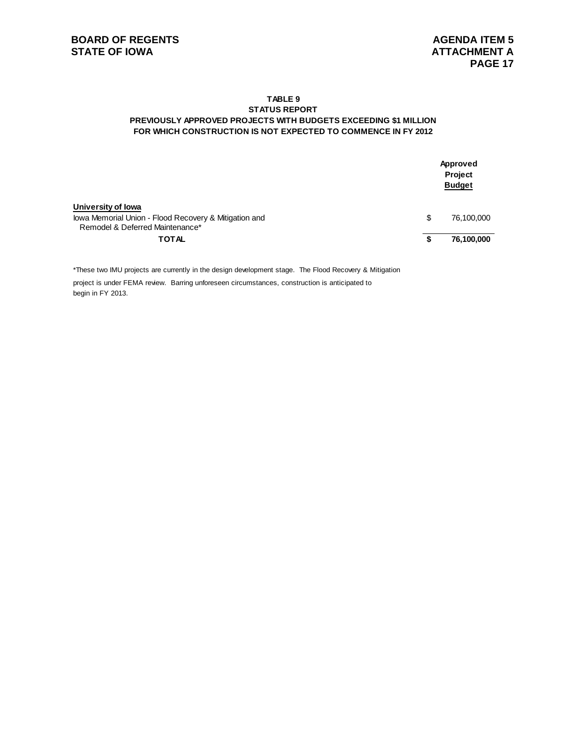**TABLE 9**

**STATUS REPORT**

**PREVIOUSLY APPROVED PROJECTS WITH BUDGETS EXCEEDING $1 MILLION FOR WHICH CONSTRUCTION IS NOT EXPECTED TO COMMENCE IN FY 2012**

| | | Approved Project Budget |
|---|---|---|
| **University of Iowa** | | |
| Iowa Memorial Union - Flood Recovery & Mitigation and Remodel & Deferred Maintenance* | $ | 76,100,000 |
| **TOTAL** | **$** | **76,100,000** |

*These two IMU projects are currently in the design development stage. The Flood Recovery & Mitigation project is under FEMA review. Barring unforeseen circumstances, construction is anticipated to begin in FY 2013.